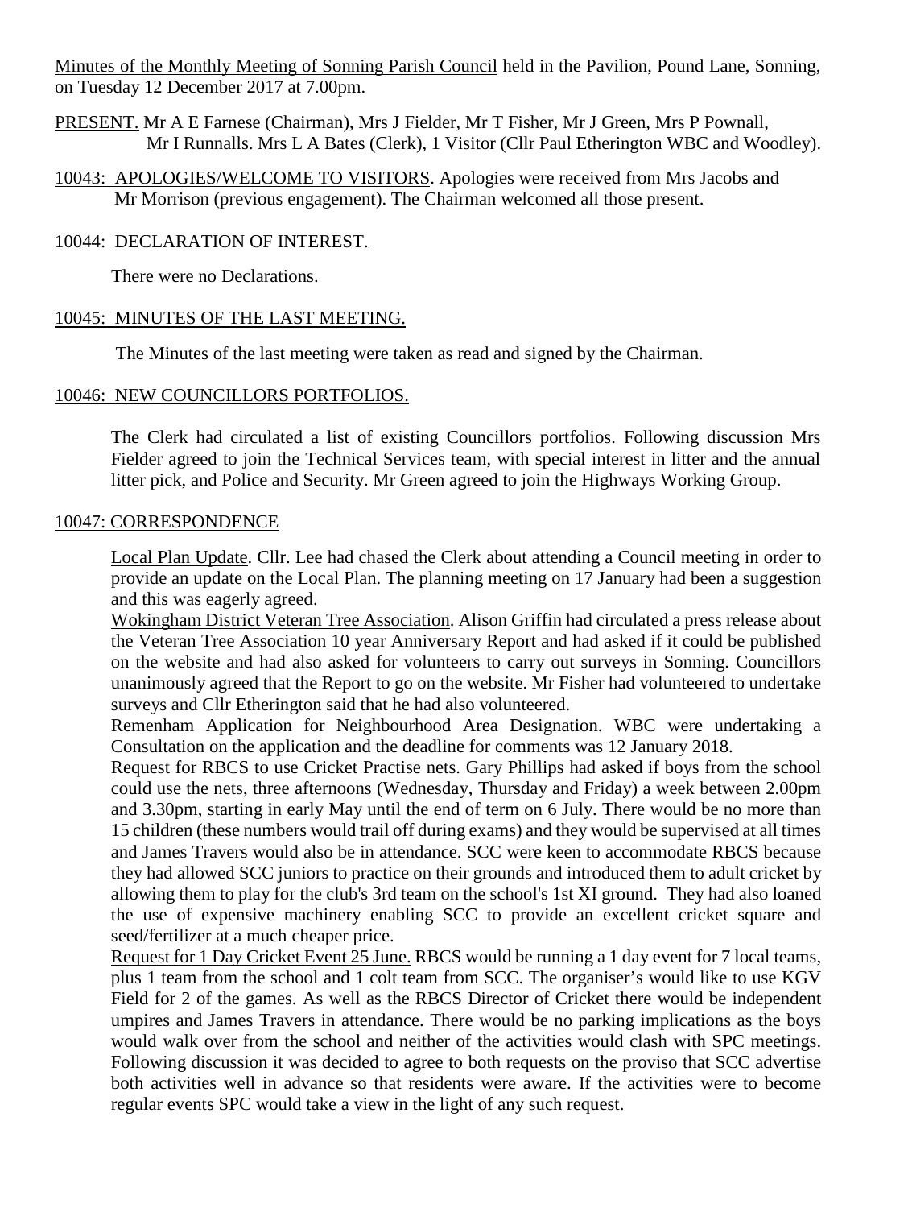Minutes of the Monthly Meeting of Sonning Parish Council held in the Pavilion, Pound Lane, Sonning, on Tuesday 12 December 2017 at 7.00pm.

PRESENT. Mr A E Farnese (Chairman), Mrs J Fielder, Mr T Fisher, Mr J Green, Mrs P Pownall, Mr I Runnalls. Mrs L A Bates (Clerk), 1 Visitor (Cllr Paul Etherington WBC and Woodley).

10043: APOLOGIES/WELCOME TO VISITORS. Apologies were received from Mrs Jacobs and Mr Morrison (previous engagement). The Chairman welcomed all those present.

10044: DECLARATION OF INTEREST.

There were no Declarations.

10045: MINUTES OF THE LAST MEETING.

The Minutes of the last meeting were taken as read and signed by the Chairman.

10046: NEW COUNCILLORS PORTFOLIOS.

The Clerk had circulated a list of existing Councillors portfolios. Following discussion Mrs Fielder agreed to join the Technical Services team, with special interest in litter and the annual litter pick, and Police and Security. Mr Green agreed to join the Highways Working Group.

10047: CORRESPONDENCE

Local Plan Update. Cllr. Lee had chased the Clerk about attending a Council meeting in order to provide an update on the Local Plan. The planning meeting on 17 January had been a suggestion and this was eagerly agreed.

Wokingham District Veteran Tree Association. Alison Griffin had circulated a press release about the Veteran Tree Association 10 year Anniversary Report and had asked if it could be published on the website and had also asked for volunteers to carry out surveys in Sonning. Councillors unanimously agreed that the Report to go on the website. Mr Fisher had volunteered to undertake surveys and Cllr Etherington said that he had also volunteered.

Remenham Application for Neighbourhood Area Designation. WBC were undertaking a Consultation on the application and the deadline for comments was 12 January 2018.

Request for RBCS to use Cricket Practise nets. Gary Phillips had asked if boys from the school could use the nets, three afternoons (Wednesday, Thursday and Friday) a week between 2.00pm and 3.30pm, starting in early May until the end of term on 6 July. There would be no more than 15 children (these numbers would trail off during exams) and they would be supervised at all times and James Travers would also be in attendance. SCC were keen to accommodate RBCS because they had allowed SCC juniors to practice on their grounds and introduced them to adult cricket by allowing them to play for the club's 3rd team on the school's 1st XI ground. They had also loaned the use of expensive machinery enabling SCC to provide an excellent cricket square and seed/fertilizer at a much cheaper price.

Request for 1 Day Cricket Event 25 June. RBCS would be running a 1 day event for 7 local teams, plus 1 team from the school and 1 colt team from SCC. The organiser's would like to use KGV Field for 2 of the games. As well as the RBCS Director of Cricket there would be independent umpires and James Travers in attendance. There would be no parking implications as the boys would walk over from the school and neither of the activities would clash with SPC meetings. Following discussion it was decided to agree to both requests on the proviso that SCC advertise both activities well in advance so that residents were aware. If the activities were to become regular events SPC would take a view in the light of any such request.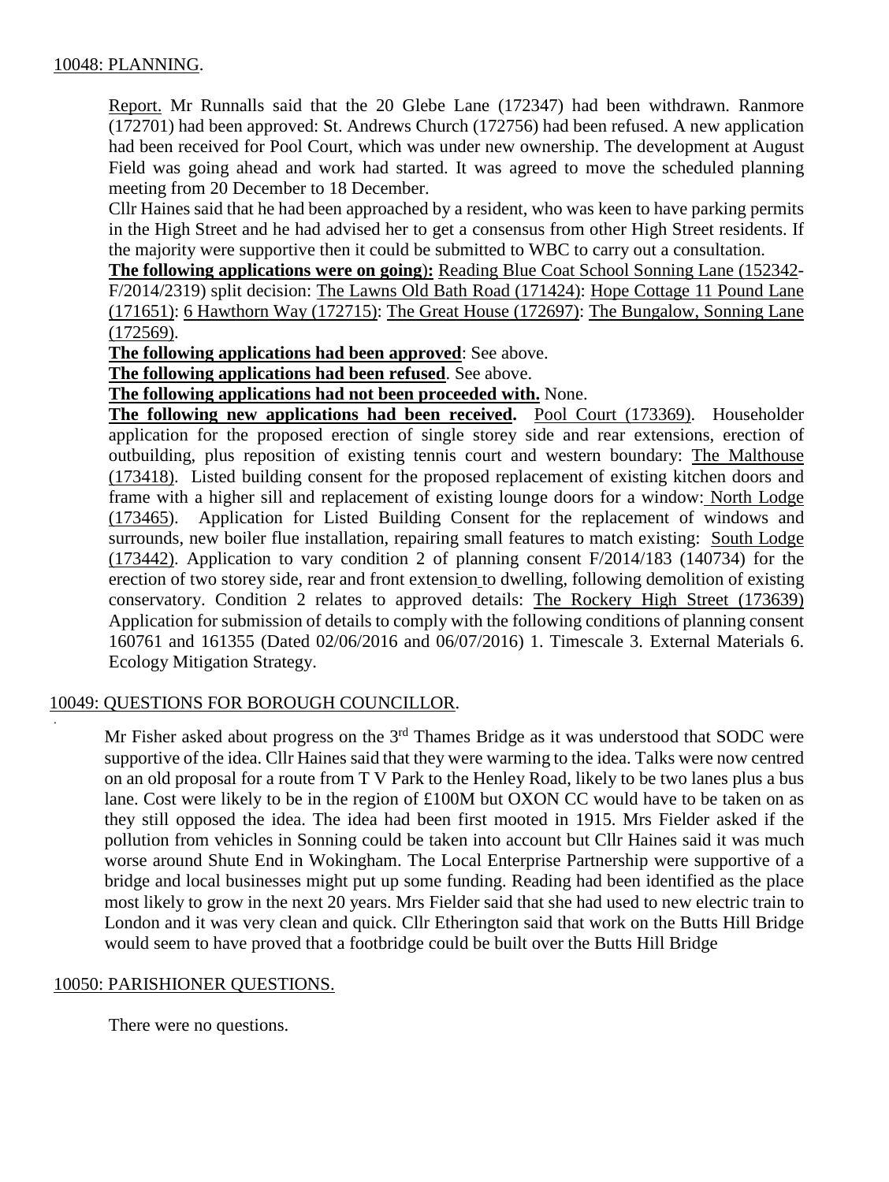## 10048: PLANNING.

Report. Mr Runnalls said that the 20 Glebe Lane (172347) had been withdrawn. Ranmore (172701) had been approved: St. Andrews Church (172756) had been refused. A new application had been received for Pool Court, which was under new ownership. The development at August Field was going ahead and work had started. It was agreed to move the scheduled planning meeting from 20 December to 18 December.

Cllr Haines said that he had been approached by a resident, who was keen to have parking permits in the High Street and he had advised her to get a consensus from other High Street residents. If the majority were supportive then it could be submitted to WBC to carry out a consultation.

**The following applications were on going):** Reading Blue Coat School Sonning Lane (152342-F/2014/2319) split decision: The Lawns Old Bath Road (171424): Hope Cottage 11 Pound Lane (171651): 6 Hawthorn Way (172715): The Great House (172697): The Bungalow, Sonning Lane (172569).

**The following applications had been approved**: See above.

**The following applications had been refused**. See above.

**The following applications had not been proceeded with.** None.

**The following new applications had been received.** Pool Court (173369). Householder application for the proposed erection of single storey side and rear extensions, erection of outbuilding, plus reposition of existing tennis court and western boundary: The Malthouse (173418). Listed building consent for the proposed replacement of existing kitchen doors and frame with a higher sill and replacement of existing lounge doors for a window: North Lodge (173465). Application for Listed Building Consent for the replacement of windows and surrounds, new boiler flue installation, repairing small features to match existing: South Lodge (173442). Application to vary condition 2 of planning consent F/2014/183 (140734) for the erection of two storey side, rear and front extension to dwelling, following demolition of existing conservatory. Condition 2 relates to approved details: The Rockery High Street (173639) Application for submission of details to comply with the following conditions of planning consent 160761 and 161355 (Dated 02/06/2016 and 06/07/2016) 1. Timescale 3. External Materials 6. Ecology Mitigation Strategy.

## 10049: QUESTIONS FOR BOROUGH COUNCILLOR.

Mr Fisher asked about progress on the 3rd Thames Bridge as it was understood that SODC were supportive of the idea. Cllr Haines said that they were warming to the idea. Talks were now centred on an old proposal for a route from T V Park to the Henley Road, likely to be two lanes plus a bus lane. Cost were likely to be in the region of £100M but OXON CC would have to be taken on as they still opposed the idea. The idea had been first mooted in 1915. Mrs Fielder asked if the pollution from vehicles in Sonning could be taken into account but Cllr Haines said it was much worse around Shute End in Wokingham. The Local Enterprise Partnership were supportive of a bridge and local businesses might put up some funding. Reading had been identified as the place most likely to grow in the next 20 years. Mrs Fielder said that she had used to new electric train to London and it was very clean and quick. Cllr Etherington said that work on the Butts Hill Bridge would seem to have proved that a footbridge could be built over the Butts Hill Bridge

## 10050: PARISHIONER QUESTIONS.

There were no questions.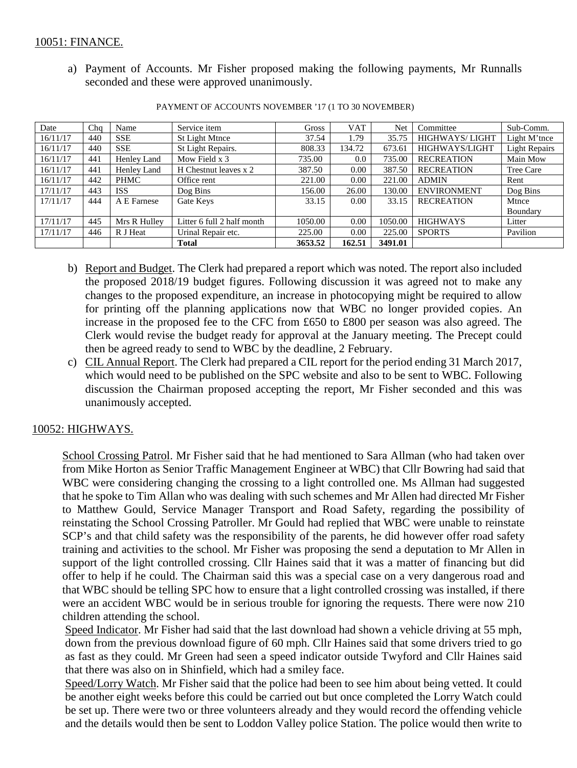10051: FINANCE.

a) Payment of Accounts. Mr Fisher proposed making the following payments, Mr Runnalls seconded and these were approved unanimously.

PAYMENT OF ACCOUNTS NOVEMBER '17 (1 TO 30 NOVEMBER)

| Date | Chq | Name | Service item | Gross | VAT | Net | Committee | Sub-Comm. |
|---|---|---|---|---|---|---|---|---|
| 16/11/17 | 440 | SSE | St Light Mtnce | 37.54 | 1.79 | 35.75 | HIGHWAYS/ LIGHT | Light M'tnce |
| 16/11/17 | 440 | SSE | St Light Repairs. | 808.33 | 134.72 | 673.61 | HIGHWAYS/LIGHT | Light Repairs |
| 16/11/17 | 441 | Henley Land | Mow Field x 3 | 735.00 | 0.0 | 735.00 | RECREATION | Main Mow |
| 16/11/17 | 441 | Henley Land | H Chestnut leaves x 2 | 387.50 | 0.00 | 387.50 | RECREATION | Tree Care |
| 16/11/17 | 442 | PHMC | Office rent | 221.00 | 0.00 | 221.00 | ADMIN | Rent |
| 17/11/17 | 443 | ISS | Dog Bins | 156.00 | 26.00 | 130.00 | ENVIRONMENT | Dog Bins |
| 17/11/17 | 444 | A E Farnese | Gate Keys | 33.15 | 0.00 | 33.15 | RECREATION | Mtnce Boundary |
| 17/11/17 | 445 | Mrs R Hulley | Litter 6 full 2 half month | 1050.00 | 0.00 | 1050.00 | HIGHWAYS | Litter |
| 17/11/17 | 446 | R J Heat | Urinal Repair etc. | 225.00 | 0.00 | 225.00 | SPORTS | Pavilion |
| | | | **Total** | **3653.52** | **162.51** | **3491.01** | | |

b) Report and Budget. The Clerk had prepared a report which was noted. The report also included the proposed 2018/19 budget figures. Following discussion it was agreed not to make any changes to the proposed expenditure, an increase in photocopying might be required to allow for printing off the planning applications now that WBC no longer provided copies. An increase in the proposed fee to the CFC from £650 to £800 per season was also agreed. The Clerk would revise the budget ready for approval at the January meeting. The Precept could then be agreed ready to send to WBC by the deadline, 2 February.

c) CIL Annual Report. The Clerk had prepared a CIL report for the period ending 31 March 2017, which would need to be published on the SPC website and also to be sent to WBC. Following discussion the Chairman proposed accepting the report, Mr Fisher seconded and this was unanimously accepted.

10052: HIGHWAYS.

School Crossing Patrol. Mr Fisher said that he had mentioned to Sara Allman (who had taken over from Mike Horton as Senior Traffic Management Engineer at WBC) that Cllr Bowring had said that WBC were considering changing the crossing to a light controlled one. Ms Allman had suggested that he spoke to Tim Allan who was dealing with such schemes and Mr Allen had directed Mr Fisher to Matthew Gould, Service Manager Transport and Road Safety, regarding the possibility of reinstating the School Crossing Patroller. Mr Gould had replied that WBC were unable to reinstate SCP's and that child safety was the responsibility of the parents, he did however offer road safety training and activities to the school. Mr Fisher was proposing the send a deputation to Mr Allen in support of the light controlled crossing. Cllr Haines said that it was a matter of financing but did offer to help if he could. The Chairman said this was a special case on a very dangerous road and that WBC should be telling SPC how to ensure that a light controlled crossing was installed, if there were an accident WBC would be in serious trouble for ignoring the requests. There were now 210 children attending the school.

Speed Indicator. Mr Fisher had said that the last download had shown a vehicle driving at 55 mph, down from the previous download figure of 60 mph. Cllr Haines said that some drivers tried to go as fast as they could. Mr Green had seen a speed indicator outside Twyford and Cllr Haines said that there was also on in Shinfield, which had a smiley face.

Speed/Lorry Watch. Mr Fisher said that the police had been to see him about being vetted. It could be another eight weeks before this could be carried out but once completed the Lorry Watch could be set up. There were two or three volunteers already and they would record the offending vehicle and the details would then be sent to Loddon Valley police Station. The police would then write to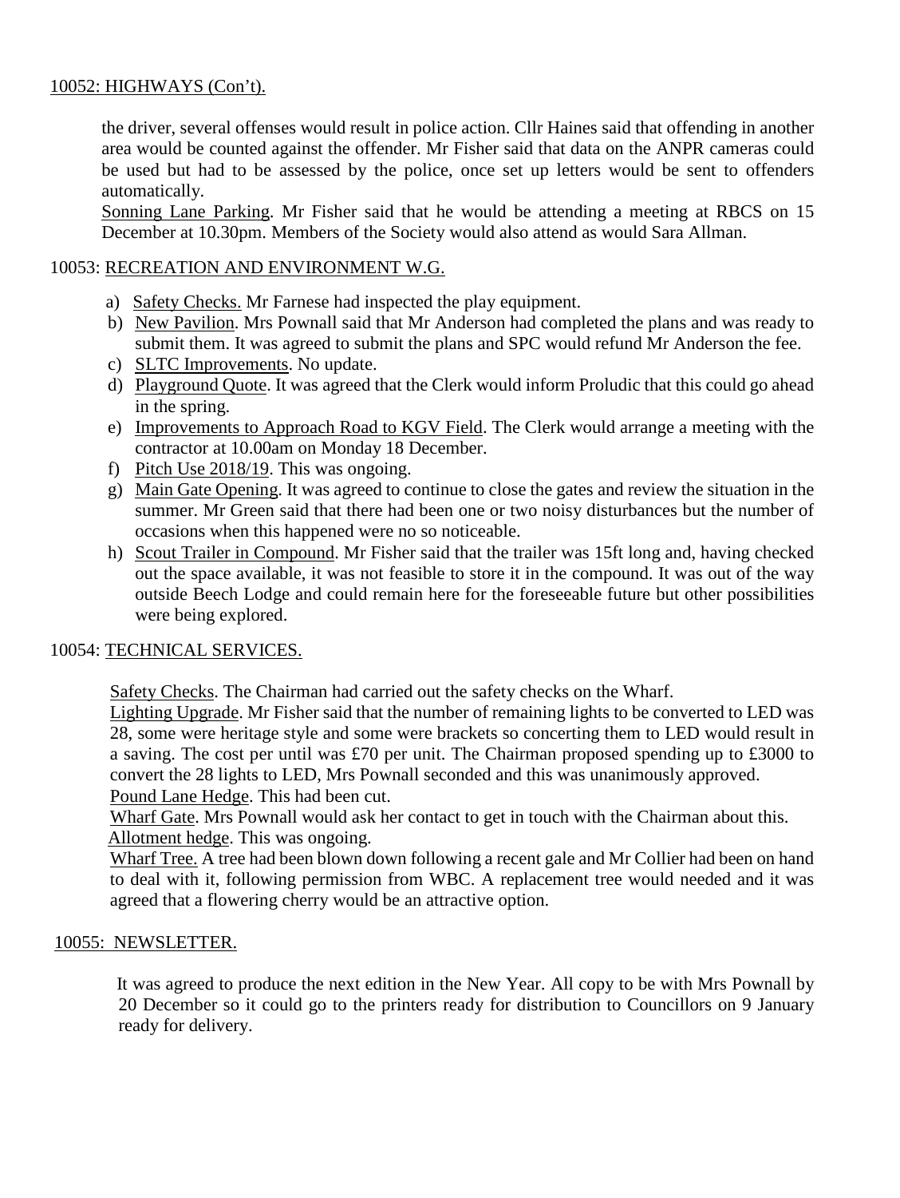10052: HIGHWAYS (Con't).

the driver, several offenses would result in police action. Cllr Haines said that offending in another area would be counted against the offender. Mr Fisher said that data on the ANPR cameras could be used but had to be assessed by the police, once set up letters would be sent to offenders automatically.

Sonning Lane Parking. Mr Fisher said that he would be attending a meeting at RBCS on 15 December at 10.30pm. Members of the Society would also attend as would Sara Allman.

10053: RECREATION AND ENVIRONMENT W.G.

a) Safety Checks. Mr Farnese had inspected the play equipment.
b) New Pavilion. Mrs Pownall said that Mr Anderson had completed the plans and was ready to submit them. It was agreed to submit the plans and SPC would refund Mr Anderson the fee.
c) SLTC Improvements. No update.
d) Playground Quote. It was agreed that the Clerk would inform Proludic that this could go ahead in the spring.
e) Improvements to Approach Road to KGV Field. The Clerk would arrange a meeting with the contractor at 10.00am on Monday 18 December.
f) Pitch Use 2018/19. This was ongoing.
g) Main Gate Opening. It was agreed to continue to close the gates and review the situation in the summer. Mr Green said that there had been one or two noisy disturbances but the number of occasions when this happened were no so noticeable.
h) Scout Trailer in Compound. Mr Fisher said that the trailer was 15ft long and, having checked out the space available, it was not feasible to store it in the compound. It was out of the way outside Beech Lodge and could remain here for the foreseeable future but other possibilities were being explored.

10054: TECHNICAL SERVICES.

Safety Checks. The Chairman had carried out the safety checks on the Wharf.

Lighting Upgrade. Mr Fisher said that the number of remaining lights to be converted to LED was 28, some were heritage style and some were brackets so concerting them to LED would result in a saving. The cost per until was £70 per unit. The Chairman proposed spending up to £3000 to convert the 28 lights to LED, Mrs Pownall seconded and this was unanimously approved.

Pound Lane Hedge. This had been cut.

Wharf Gate. Mrs Pownall would ask her contact to get in touch with the Chairman about this.

Allotment hedge. This was ongoing.

Wharf Tree. A tree had been blown down following a recent gale and Mr Collier had been on hand to deal with it, following permission from WBC. A replacement tree would needed and it was agreed that a flowering cherry would be an attractive option.

10055: NEWSLETTER.

It was agreed to produce the next edition in the New Year. All copy to be with Mrs Pownall by 20 December so it could go to the printers ready for distribution to Councillors on 9 January ready for delivery.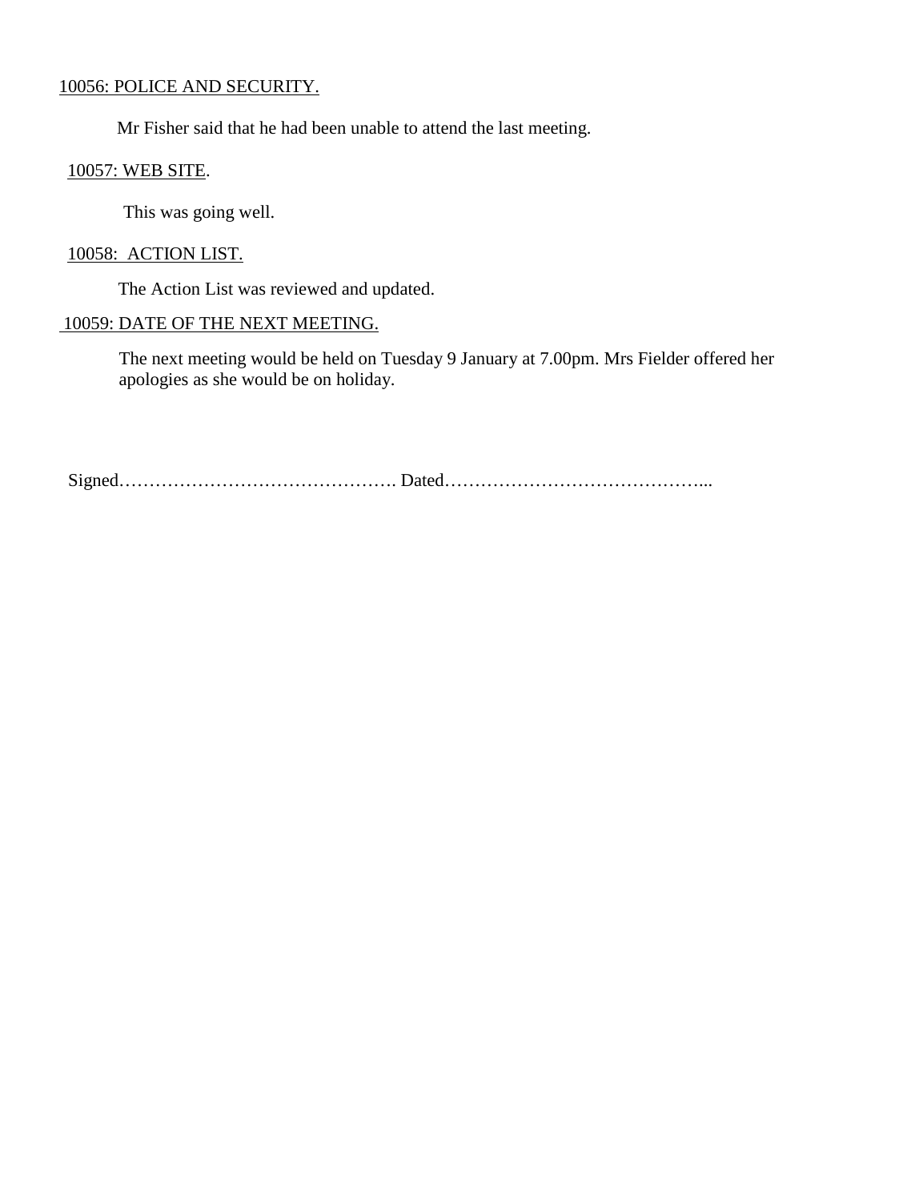<u>10056: POLICE AND SECURITY.</u>

Mr Fisher said that he had been unable to attend the last meeting.

<u>10057: WEB SITE</u>.

This was going well.

<u>10058: ACTION LIST.</u>

The Action List was reviewed and updated.

<u>10059: DATE OF THE NEXT MEETING.</u>

The next meeting would be held on Tuesday 9 January at 7.00pm. Mrs Fielder offered her apologies as she would be on holiday.

Signed………………………………………. Dated……………………………………...